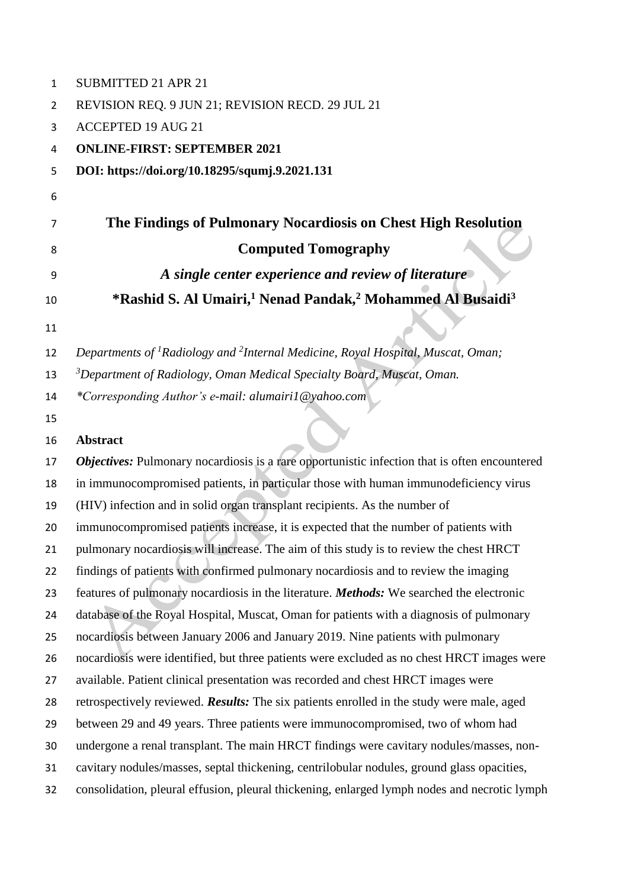SUBMITTED 21 APR 21

REVISION REQ. 9 JUN 21; REVISION RECD. 29 JUL 21

ACCEPTED 19 AUG 21

**ONLINE-FIRST: SEPTEMBER 2021**

**DOI: https://doi.org/10.18295/squmj.9.2021.131**

# The Findings of Pulmonary Nocardiosis on Chest High Resolution Computed Tomography

## *A single center experience and review of literature*

**\*Rashid S. Al Umairi,[1] Nenad Pandak,[2] Mohammed Al Busaidi[3]**

*Departments of [1]Radiology and [2]Internal Medicine, Royal Hospital, Muscat, Oman; [3]Department of Radiology, Oman Medical Specialty Board, Muscat, Oman.*

*\*Corresponding Author's e-mail: alumairi1@yahoo.com*

## Abstract

***Objectives:*** Pulmonary nocardiosis is a rare opportunistic infection that is often encountered in immunocompromised patients, in particular those with human immunodeficiency virus (HIV) infection and in solid organ transplant recipients. As the number of immunocompromised patients increase, it is expected that the number of patients with pulmonary nocardiosis will increase. The aim of this study is to review the chest HRCT findings of patients with confirmed pulmonary nocardiosis and to review the imaging features of pulmonary nocardiosis in the literature. ***Methods:*** We searched the electronic database of the Royal Hospital, Muscat, Oman for patients with a diagnosis of pulmonary nocardiosis between January 2006 and January 2019. Nine patients with pulmonary nocardiosis were identified, but three patients were excluded as no chest HRCT images were available. Patient clinical presentation was recorded and chest HRCT images were retrospectively reviewed. ***Results:*** The six patients enrolled in the study were male, aged between 29 and 49 years. Three patients were immunocompromised, two of whom had undergone a renal transplant. The main HRCT findings were cavitary nodules/masses, non-cavitary nodules/masses, septal thickening, centrilobular nodules, ground glass opacities, consolidation, pleural effusion, pleural thickening, enlarged lymph nodes and necrotic lymph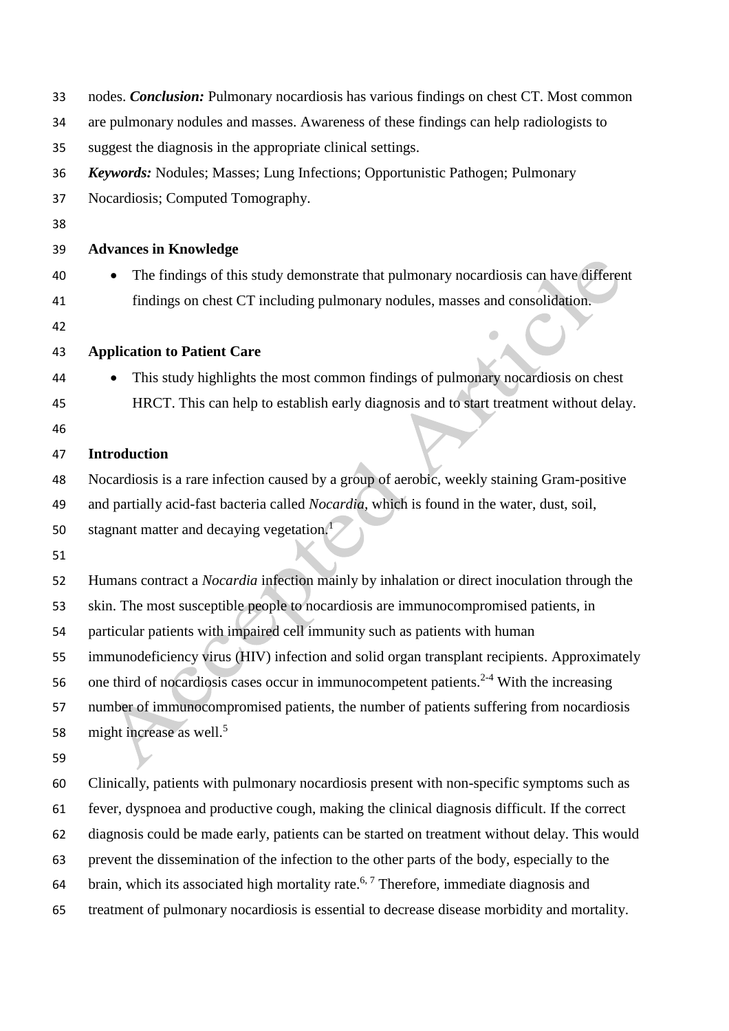nodes. ***Conclusion:*** Pulmonary nocardiosis has various findings on chest CT. Most common are pulmonary nodules and masses. Awareness of these findings can help radiologists to suggest the diagnosis in the appropriate clinical settings.

***Keywords:*** Nodules; Masses; Lung Infections; Opportunistic Pathogen; Pulmonary Nocardiosis; Computed Tomography.

**Advances in Knowledge**

- The findings of this study demonstrate that pulmonary nocardiosis can have different findings on chest CT including pulmonary nodules, masses and consolidation.

**Application to Patient Care**

- This study highlights the most common findings of pulmonary nocardiosis on chest HRCT. This can help to establish early diagnosis and to start treatment without delay.

**Introduction**

Nocardiosis is a rare infection caused by a group of aerobic, weekly staining Gram-positive and partially acid-fast bacteria called *Nocardia*, which is found in the water, dust, soil, stagnant matter and decaying vegetation.[1]

Humans contract a *Nocardia* infection mainly by inhalation or direct inoculation through the skin. The most susceptible people to nocardiosis are immunocompromised patients, in particular patients with impaired cell immunity such as patients with human immunodeficiency virus (HIV) infection and solid organ transplant recipients. Approximately one third of nocardiosis cases occur in immunocompetent patients.[2-4] With the increasing number of immunocompromised patients, the number of patients suffering from nocardiosis might increase as well.[5]

Clinically, patients with pulmonary nocardiosis present with non-specific symptoms such as fever, dyspnoea and productive cough, making the clinical diagnosis difficult. If the correct diagnosis could be made early, patients can be started on treatment without delay. This would prevent the dissemination of the infection to the other parts of the body, especially to the brain, which its associated high mortality rate.[6, 7] Therefore, immediate diagnosis and treatment of pulmonary nocardiosis is essential to decrease disease morbidity and mortality.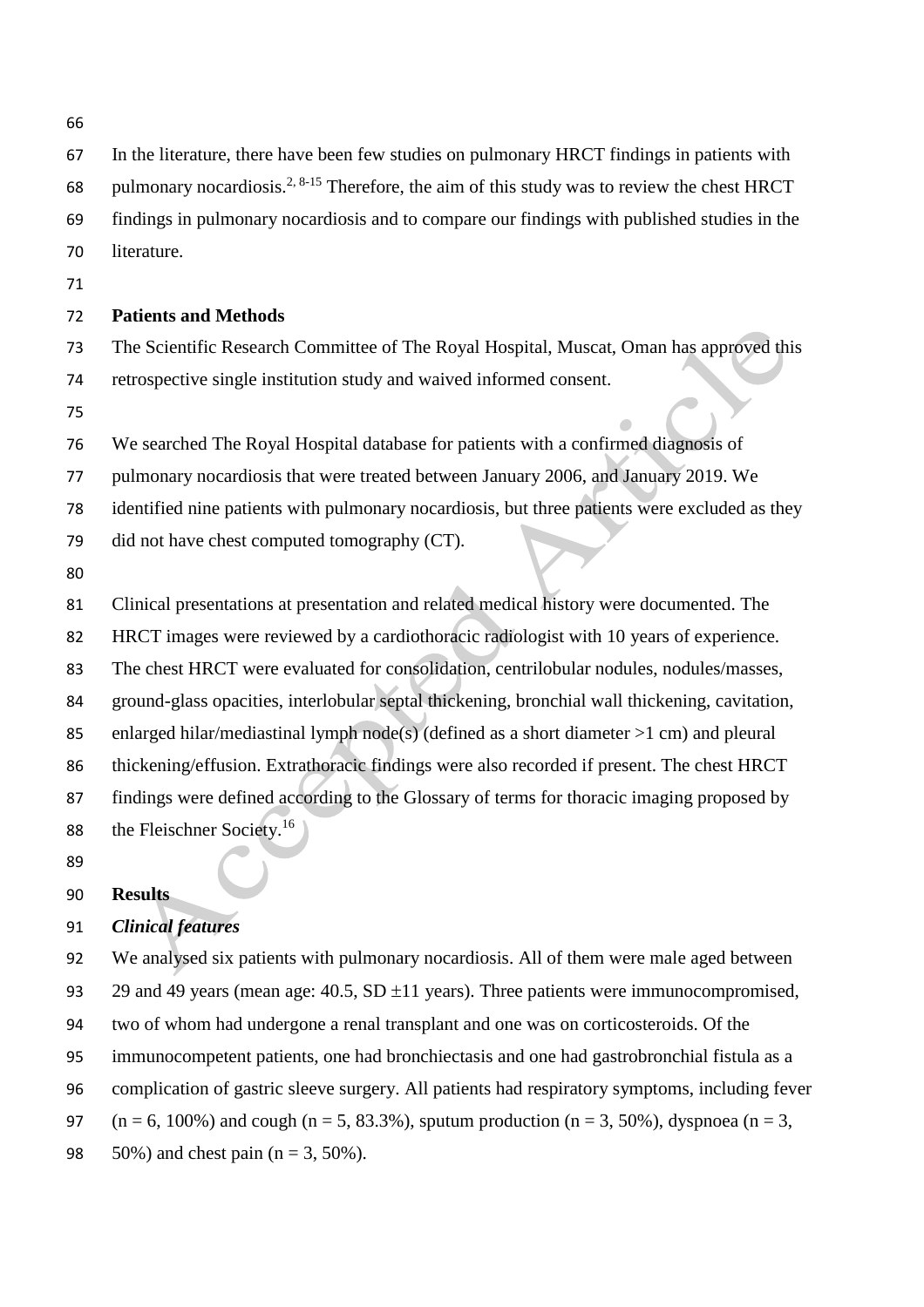In the literature, there have been few studies on pulmonary HRCT findings in patients with pulmonary nocardiosis.[2, 8-15] Therefore, the aim of this study was to review the chest HRCT findings in pulmonary nocardiosis and to compare our findings with published studies in the literature.

## Patients and Methods

The Scientific Research Committee of The Royal Hospital, Muscat, Oman has approved this retrospective single institution study and waived informed consent.

We searched The Royal Hospital database for patients with a confirmed diagnosis of pulmonary nocardiosis that were treated between January 2006, and January 2019. We identified nine patients with pulmonary nocardiosis, but three patients were excluded as they did not have chest computed tomography (CT).

Clinical presentations at presentation and related medical history were documented. The HRCT images were reviewed by a cardiothoracic radiologist with 10 years of experience. The chest HRCT were evaluated for consolidation, centrilobular nodules, nodules/masses, ground-glass opacities, interlobular septal thickening, bronchial wall thickening, cavitation, enlarged hilar/mediastinal lymph node(s) (defined as a short diameter >1 cm) and pleural thickening/effusion. Extrathoracic findings were also recorded if present. The chest HRCT findings were defined according to the Glossary of terms for thoracic imaging proposed by the Fleischner Society.[16]

## Results

### *Clinical features*

We analysed six patients with pulmonary nocardiosis. All of them were male aged between 29 and 49 years (mean age: 40.5, SD ±11 years). Three patients were immunocompromised, two of whom had undergone a renal transplant and one was on corticosteroids. Of the immunocompetent patients, one had bronchiectasis and one had gastrobronchial fistula as a complication of gastric sleeve surgery. All patients had respiratory symptoms, including fever ($n = 6$, 100%) and cough ($n = 5$, 83.3%), sputum production ($n = 3$, 50%), dyspnoea ($n = 3$, 50%) and chest pain ($n = 3$, 50%).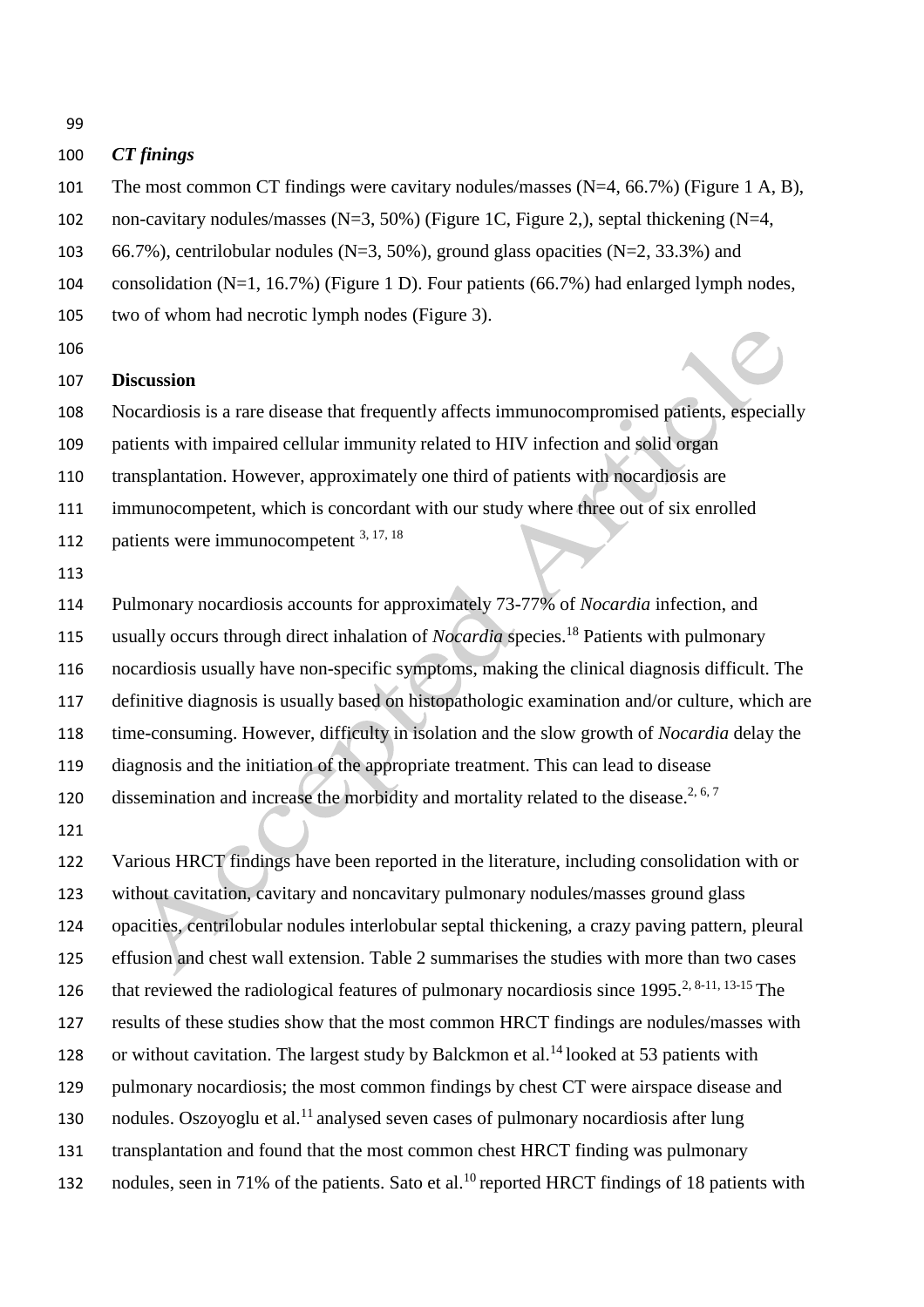### *CT findings*

The most common CT findings were cavitary nodules/masses (N=4, 66.7%) (Figure 1 A, B), non-cavitary nodules/masses (N=3, 50%) (Figure 1C, Figure 2,), septal thickening (N=4, 66.7%), centrilobular nodules (N=3, 50%), ground glass opacities (N=2, 33.3%) and consolidation (N=1, 16.7%) (Figure 1 D). Four patients (66.7%) had enlarged lymph nodes, two of whom had necrotic lymph nodes (Figure 3).

## Discussion

Nocardiosis is a rare disease that frequently affects immunocompromised patients, especially patients with impaired cellular immunity related to HIV infection and solid organ transplantation. However, approximately one third of patients with nocardiosis are immunocompetent, which is concordant with our study where three out of six enrolled patients were immunocompetent [3, 17, 18]

Pulmonary nocardiosis accounts for approximately 73-77% of *Nocardia* infection, and usually occurs through direct inhalation of *Nocardia* species.[18] Patients with pulmonary nocardiosis usually have non-specific symptoms, making the clinical diagnosis difficult. The definitive diagnosis is usually based on histopathologic examination and/or culture, which are time-consuming. However, difficulty in isolation and the slow growth of *Nocardia* delay the diagnosis and the initiation of the appropriate treatment. This can lead to disease dissemination and increase the morbidity and mortality related to the disease.[2, 6, 7]

Various HRCT findings have been reported in the literature, including consolidation with or without cavitation, cavitary and noncavitary pulmonary nodules/masses ground glass opacities, centrilobular nodules interlobular septal thickening, a crazy paving pattern, pleural effusion and chest wall extension. Table 2 summarises the studies with more than two cases that reviewed the radiological features of pulmonary nocardiosis since 1995.[2, 8-11, 13-15] The results of these studies show that the most common HRCT findings are nodules/masses with or without cavitation. The largest study by Balckmon et al.[14] looked at 53 patients with pulmonary nocardiosis; the most common findings by chest CT were airspace disease and nodules. Oszoyoglu et al.[11] analysed seven cases of pulmonary nocardiosis after lung transplantation and found that the most common chest HRCT finding was pulmonary nodules, seen in 71% of the patients. Sato et al.[10] reported HRCT findings of 18 patients with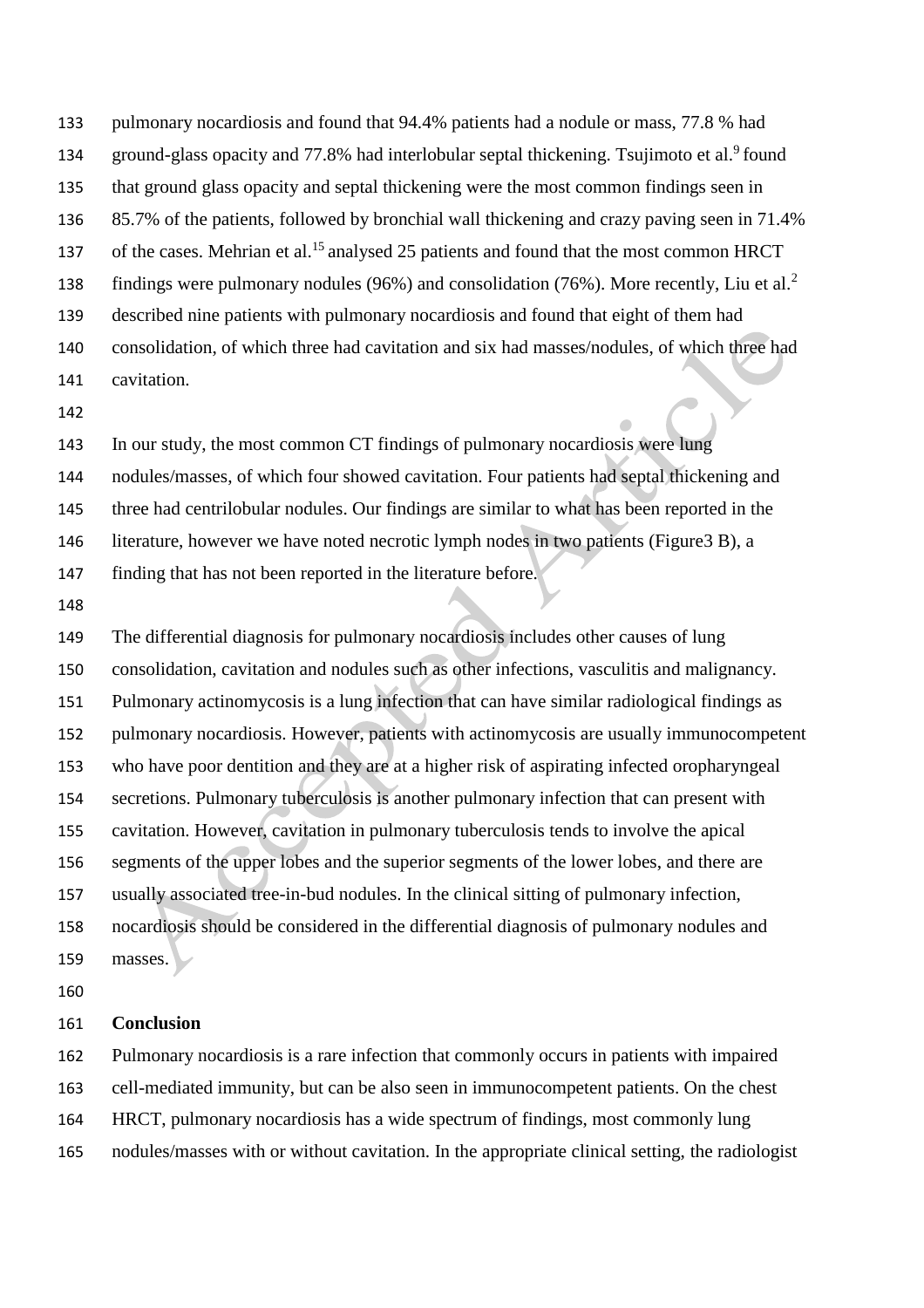pulmonary nocardiosis and found that 94.4% patients had a nodule or mass, 77.8 % had ground-glass opacity and 77.8% had interlobular septal thickening. Tsujimoto et al.[9] found that ground glass opacity and septal thickening were the most common findings seen in 85.7% of the patients, followed by bronchial wall thickening and crazy paving seen in 71.4% of the cases. Mehrian et al.[15] analysed 25 patients and found that the most common HRCT findings were pulmonary nodules (96%) and consolidation (76%). More recently, Liu et al.[2] described nine patients with pulmonary nocardiosis and found that eight of them had consolidation, of which three had cavitation and six had masses/nodules, of which three had cavitation.

In our study, the most common CT findings of pulmonary nocardiosis were lung nodules/masses, of which four showed cavitation. Four patients had septal thickening and three had centrilobular nodules. Our findings are similar to what has been reported in the literature, however we have noted necrotic lymph nodes in two patients (Figure3 B), a finding that has not been reported in the literature before.

The differential diagnosis for pulmonary nocardiosis includes other causes of lung consolidation, cavitation and nodules such as other infections, vasculitis and malignancy. Pulmonary actinomycosis is a lung infection that can have similar radiological findings as pulmonary nocardiosis. However, patients with actinomycosis are usually immunocompetent who have poor dentition and they are at a higher risk of aspirating infected oropharyngeal secretions. Pulmonary tuberculosis is another pulmonary infection that can present with cavitation. However, cavitation in pulmonary tuberculosis tends to involve the apical segments of the upper lobes and the superior segments of the lower lobes, and there are usually associated tree-in-bud nodules. In the clinical sitting of pulmonary infection, nocardiosis should be considered in the differential diagnosis of pulmonary nodules and masses.

## Conclusion

Pulmonary nocardiosis is a rare infection that commonly occurs in patients with impaired cell-mediated immunity, but can be also seen in immunocompetent patients. On the chest HRCT, pulmonary nocardiosis has a wide spectrum of findings, most commonly lung nodules/masses with or without cavitation. In the appropriate clinical setting, the radiologist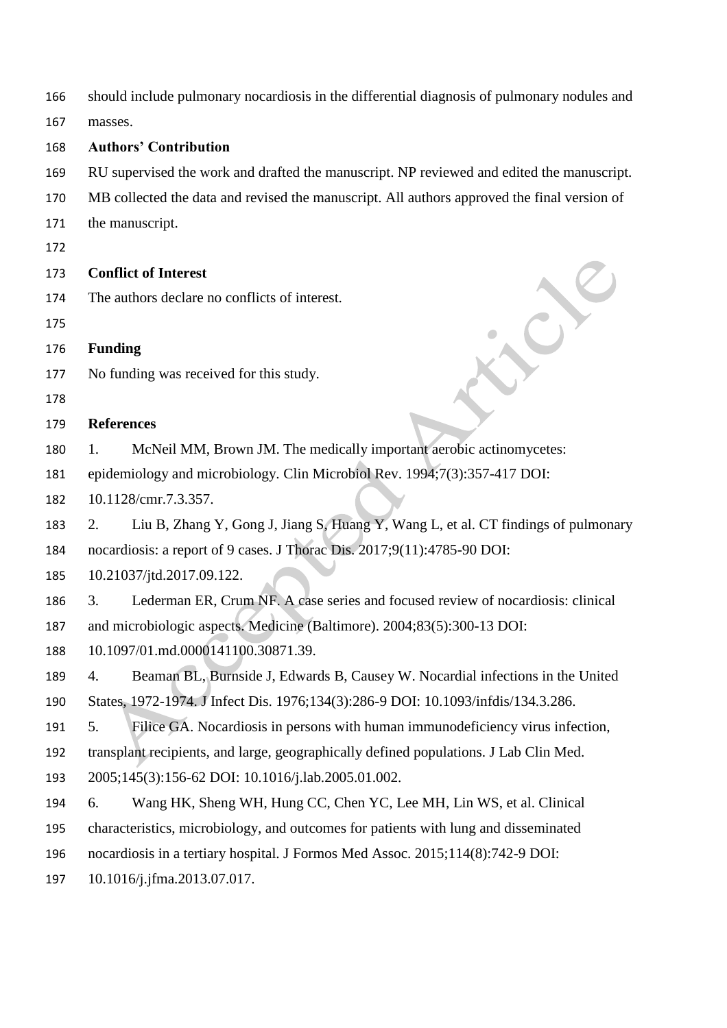should include pulmonary nocardiosis in the differential diagnosis of pulmonary nodules and masses.

**Authors' Contribution**

RU supervised the work and drafted the manuscript. NP reviewed and edited the manuscript. MB collected the data and revised the manuscript. All authors approved the final version of the manuscript.

**Conflict of Interest**

The authors declare no conflicts of interest.

**Funding**

No funding was received for this study.

**References**

1. McNeil MM, Brown JM. The medically important aerobic actinomycetes: epidemiology and microbiology. Clin Microbiol Rev. 1994;7(3):357-417 DOI: 10.1128/cmr.7.3.357.
2. Liu B, Zhang Y, Gong J, Jiang S, Huang Y, Wang L, et al. CT findings of pulmonary nocardiosis: a report of 9 cases. J Thorac Dis. 2017;9(11):4785-90 DOI: 10.21037/jtd.2017.09.122.
3. Lederman ER, Crum NF. A case series and focused review of nocardiosis: clinical and microbiologic aspects. Medicine (Baltimore). 2004;83(5):300-13 DOI: 10.1097/01.md.0000141100.30871.39.
4. Beaman BL, Burnside J, Edwards B, Causey W. Nocardial infections in the United States, 1972-1974. J Infect Dis. 1976;134(3):286-9 DOI: 10.1093/infdis/134.3.286.
5. Filice GA. Nocardiosis in persons with human immunodeficiency virus infection, transplant recipients, and large, geographically defined populations. J Lab Clin Med. 2005;145(3):156-62 DOI: 10.1016/j.lab.2005.01.002.
6. Wang HK, Sheng WH, Hung CC, Chen YC, Lee MH, Lin WS, et al. Clinical characteristics, microbiology, and outcomes for patients with lung and disseminated nocardiosis in a tertiary hospital. J Formos Med Assoc. 2015;114(8):742-9 DOI: 10.1016/j.jfma.2013.07.017.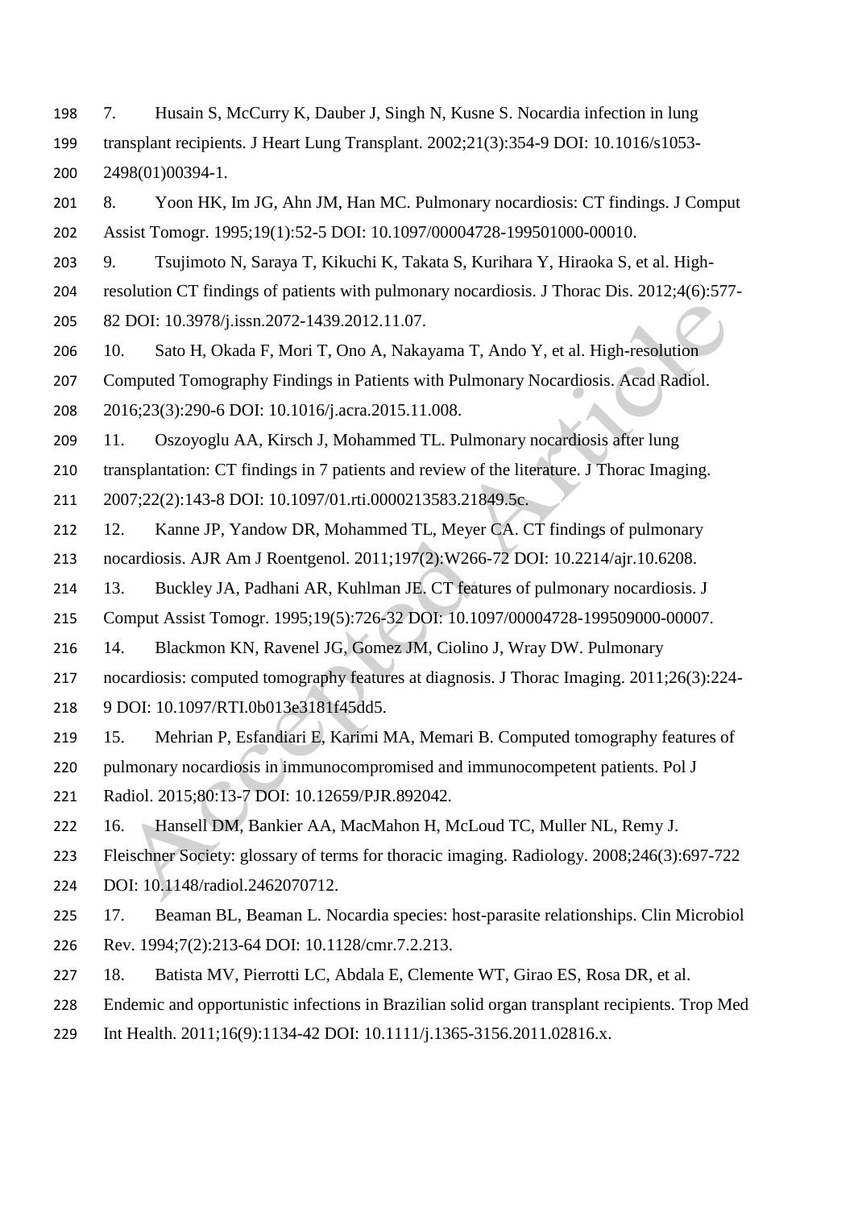7. Husain S, McCurry K, Dauber J, Singh N, Kusne S. Nocardia infection in lung transplant recipients. J Heart Lung Transplant. 2002;21(3):354-9 DOI: 10.1016/s1053-2498(01)00394-1.

8. Yoon HK, Im JG, Ahn JM, Han MC. Pulmonary nocardiosis: CT findings. J Comput Assist Tomogr. 1995;19(1):52-5 DOI: 10.1097/00004728-199501000-00010.

9. Tsujimoto N, Saraya T, Kikuchi K, Takata S, Kurihara Y, Hiraoka S, et al. High-resolution CT findings of patients with pulmonary nocardiosis. J Thorac Dis. 2012;4(6):577-82 DOI: 10.3978/j.issn.2072-1439.2012.11.07.

10. Sato H, Okada F, Mori T, Ono A, Nakayama T, Ando Y, et al. High-resolution Computed Tomography Findings in Patients with Pulmonary Nocardiosis. Acad Radiol. 2016;23(3):290-6 DOI: 10.1016/j.acra.2015.11.008.

11. Oszoyoglu AA, Kirsch J, Mohammed TL. Pulmonary nocardiosis after lung transplantation: CT findings in 7 patients and review of the literature. J Thorac Imaging. 2007;22(2):143-8 DOI: 10.1097/01.rti.0000213583.21849.5c.

12. Kanne JP, Yandow DR, Mohammed TL, Meyer CA. CT findings of pulmonary nocardiosis. AJR Am J Roentgenol. 2011;197(2):W266-72 DOI: 10.2214/ajr.10.6208.

13. Buckley JA, Padhani AR, Kuhlman JE. CT features of pulmonary nocardiosis. J Comput Assist Tomogr. 1995;19(5):726-32 DOI: 10.1097/00004728-199509000-00007.

14. Blackmon KN, Ravenel JG, Gomez JM, Ciolino J, Wray DW. Pulmonary nocardiosis: computed tomography features at diagnosis. J Thorac Imaging. 2011;26(3):224-9 DOI: 10.1097/RTI.0b013e3181f45dd5.

15. Mehrian P, Esfandiari E, Karimi MA, Memari B. Computed tomography features of pulmonary nocardiosis in immunocompromised and immunocompetent patients. Pol J Radiol. 2015;80:13-7 DOI: 10.12659/PJR.892042.

16. Hansell DM, Bankier AA, MacMahon H, McLoud TC, Muller NL, Remy J. Fleischner Society: glossary of terms for thoracic imaging. Radiology. 2008;246(3):697-722 DOI: 10.1148/radiol.2462070712.

17. Beaman BL, Beaman L. Nocardia species: host-parasite relationships. Clin Microbiol Rev. 1994;7(2):213-64 DOI: 10.1128/cmr.7.2.213.

18. Batista MV, Pierrotti LC, Abdala E, Clemente WT, Girao ES, Rosa DR, et al. Endemic and opportunistic infections in Brazilian solid organ transplant recipients. Trop Med Int Health. 2011;16(9):1134-42 DOI: 10.1111/j.1365-3156.2011.02816.x.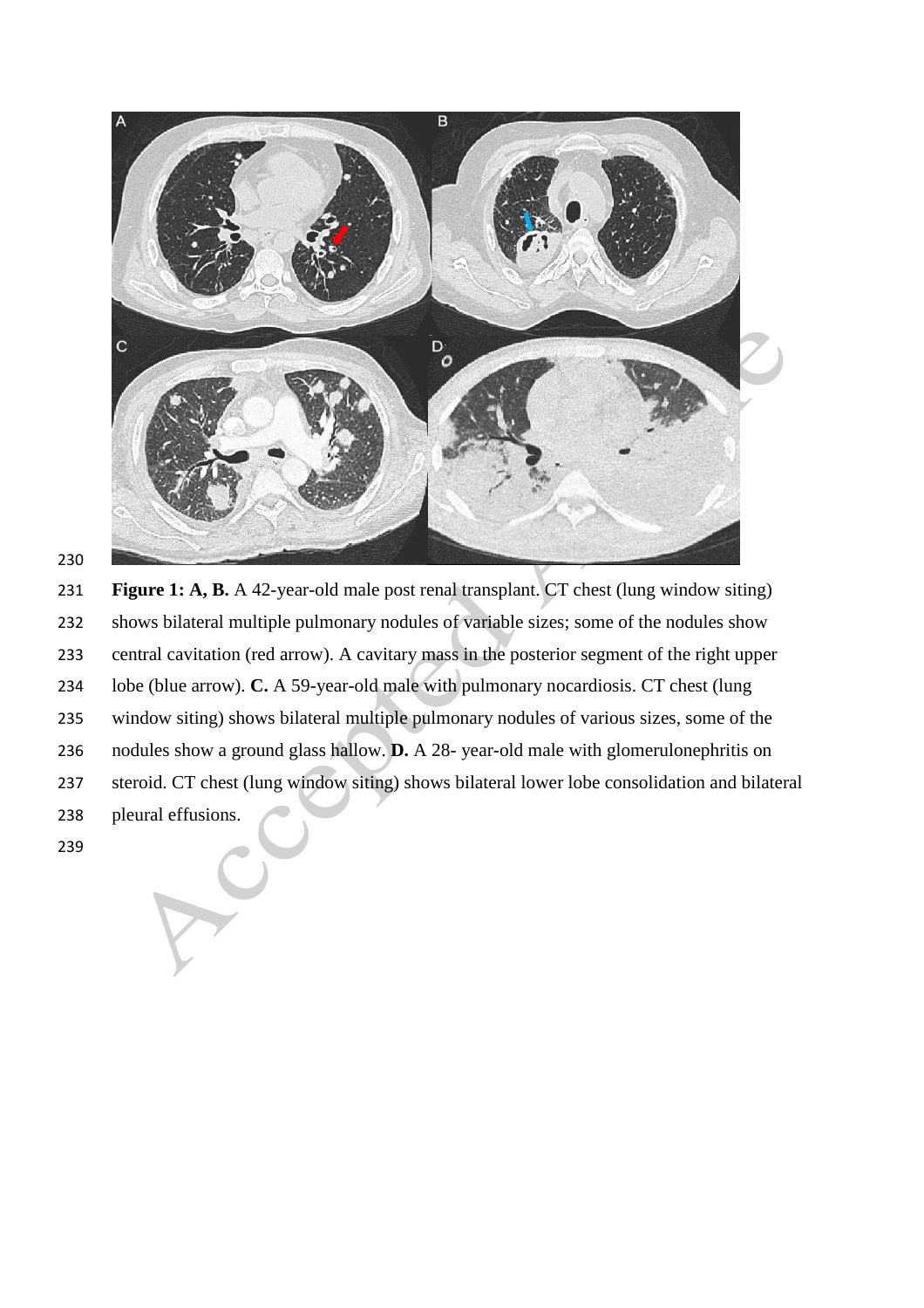**Figure 1: A, B.** A 42-year-old male post renal transplant. CT chest (lung window siting) shows bilateral multiple pulmonary nodules of variable sizes; some of the nodules show central cavitation (red arrow). A cavitary mass in the posterior segment of the right upper lobe (blue arrow). **C.** A 59-year-old male with pulmonary nocardiosis. CT chest (lung window siting) shows bilateral multiple pulmonary nodules of various sizes, some of the nodules show a ground glass hallow. **D.** A 28- year-old male with glomerulonephritis on steroid. CT chest (lung window siting) shows bilateral lower lobe consolidation and bilateral pleural effusions.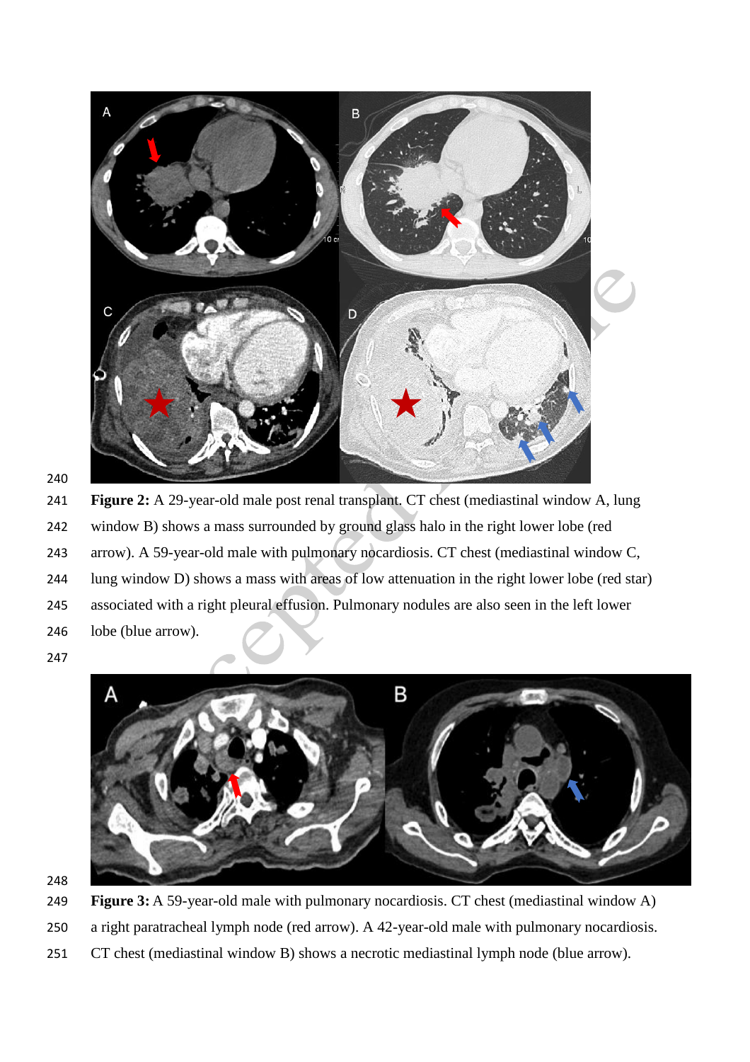**Figure 2:** A 29-year-old male post renal transplant. CT chest (mediastinal window A, lung window B) shows a mass surrounded by ground glass halo in the right lower lobe (red arrow). A 59-year-old male with pulmonary nocardiosis. CT chest (mediastinal window C, lung window D) shows a mass with areas of low attenuation in the right lower lobe (red star) associated with a right pleural effusion. Pulmonary nodules are also seen in the left lower lobe (blue arrow).

**Figure 3:** A 59-year-old male with pulmonary nocardiosis. CT chest (mediastinal window A) a right paratracheal lymph node (red arrow). A 42-year-old male with pulmonary nocardiosis. CT chest (mediastinal window B) shows a necrotic mediastinal lymph node (blue arrow).